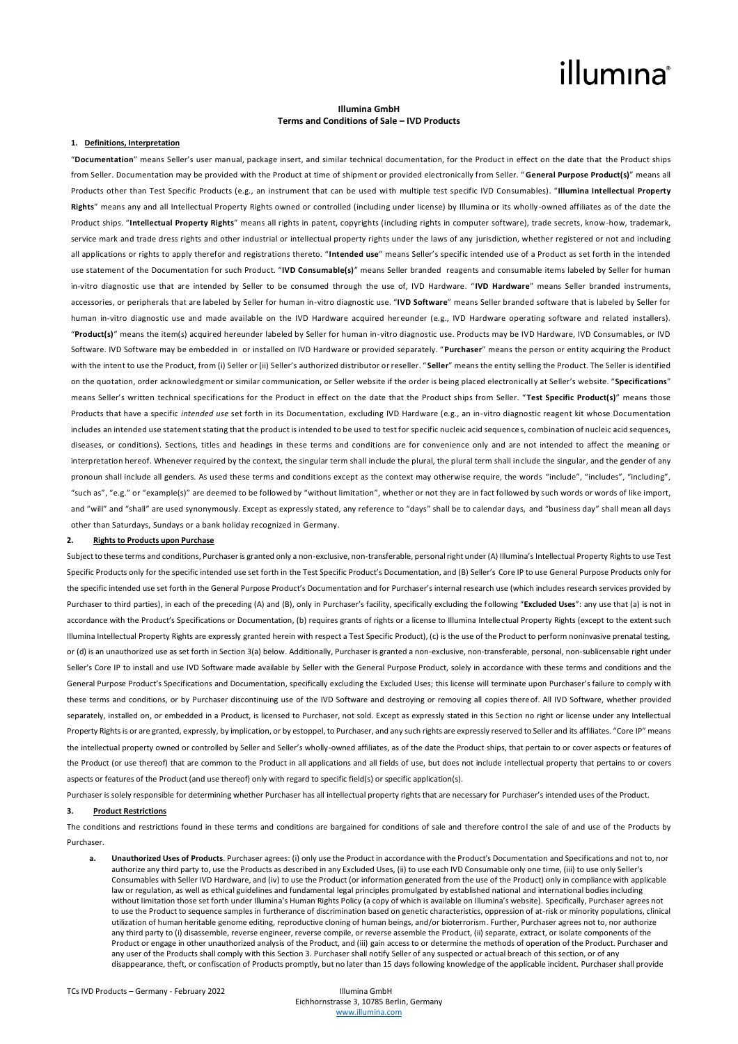# Illumina GmbH
## Terms and Conditions of Sale – IVD Products

### 1. Definitions, Interpretation

"**Documentation**" means Seller's user manual, package insert, and similar technical documentation, for the Product in effect on the date that the Product ships from Seller. Documentation may be provided with the Product at time of shipment or provided electronically from Seller. "**General Purpose Product(s)**" means all Products other than Test Specific Products (e.g., an instrument that can be used with multiple test specific IVD Consumables). "**Illumina Intellectual Property Rights**" means any and all Intellectual Property Rights owned or controlled (including under license) by Illumina or its wholly-owned affiliates as of the date the Product ships. "**Intellectual Property Rights**" means all rights in patent, copyrights (including rights in computer software), trade secrets, know-how, trademark, service mark and trade dress rights and other industrial or intellectual property rights under the laws of any jurisdiction, whether registered or not and including all applications or rights to apply therefor and registrations thereto. "**Intended use**" means Seller's specific intended use of a Product as set forth in the intended use statement of the Documentation for such Product. "**IVD Consumable(s)**" means Seller branded reagents and consumable items labeled by Seller for human in-vitro diagnostic use that are intended by Seller to be consumed through the use of, IVD Hardware. "**IVD Hardware**" means Seller branded instruments, accessories, or peripherals that are labeled by Seller for human in-vitro diagnostic use. "**IVD Software**" means Seller branded software that is labeled by Seller for human in-vitro diagnostic use and made available on the IVD Hardware acquired hereunder (e.g., IVD Hardware operating software and related installers). "**Product(s)**" means the item(s) acquired hereunder labeled by Seller for human in-vitro diagnostic use. Products may be IVD Hardware, IVD Consumables, or IVD Software. IVD Software may be embedded in or installed on IVD Hardware or provided separately. "**Purchaser**" means the person or entity acquiring the Product with the intent to use the Product, from (i) Seller or (ii) Seller's authorized distributor or reseller. "**Seller**" means the entity selling the Product. The Seller is identified on the quotation, order acknowledgment or similar communication, or Seller website if the order is being placed electronically at Seller's website. "**Specifications**" means Seller's written technical specifications for the Product in effect on the date that the Product ships from Seller. "**Test Specific Product(s)**" means those Products that have a specific *intended use* set forth in its Documentation, excluding IVD Hardware (e.g., an in-vitro diagnostic reagent kit whose Documentation includes an intended use statement stating that the product is intended to be used to test for specific nucleic acid sequences, combination of nucleic acid sequences, diseases, or conditions). Sections, titles and headings in these terms and conditions are for convenience only and are not intended to affect the meaning or interpretation hereof. Whenever required by the context, the singular term shall include the plural, the plural term shall include the singular, and the gender of any pronoun shall include all genders. As used these terms and conditions except as the context may otherwise require, the words "include", "includes", "including", "such as", "e.g." or "example(s)" are deemed to be followed by "without limitation", whether or not they are in fact followed by such words or words of like import, and "will" and "shall" are used synonymously. Except as expressly stated, any reference to "days" shall be to calendar days, and "business day" shall mean all days other than Saturdays, Sundays or a bank holiday recognized in Germany.

### 2. Rights to Products upon Purchase

Subject to these terms and conditions, Purchaser is granted only a non-exclusive, non-transferable, personal right under (A) Illumina's Intellectual Property Rights to use Test Specific Products only for the specific intended use set forth in the Test Specific Product's Documentation, and (B) Seller's Core IP to use General Purpose Products only for the specific intended use set forth in the General Purpose Product's Documentation and for Purchaser's internal research use (which includes research services provided by Purchaser to third parties), in each of the preceding (A) and (B), only in Purchaser's facility, specifically excluding the following "**Excluded Uses**": any use that (a) is not in accordance with the Product's Specifications or Documentation, (b) requires grants of rights or a license to Illumina Intellectual Property Rights (except to the extent such Illumina Intellectual Property Rights are expressly granted herein with respect a Test Specific Product), (c) is the use of the Product to perform noninvasive prenatal testing, or (d) is an unauthorized use as set forth in Section 3(a) below. Additionally, Purchaser is granted a non-exclusive, non-transferable, personal, non-sublicensable right under Seller's Core IP to install and use IVD Software made available by Seller with the General Purpose Product, solely in accordance with these terms and conditions and the General Purpose Product's Specifications and Documentation, specifically excluding the Excluded Uses; this license will terminate upon Purchaser's failure to comply with these terms and conditions, or by Purchaser discontinuing use of the IVD Software and destroying or removing all copies thereof. All IVD Software, whether provided separately, installed on, or embedded in a Product, is licensed to Purchaser, not sold. Except as expressly stated in this Section no right or license under any Intellectual Property Rights is or are granted, expressly, by implication, or by estoppel, to Purchaser, and any such rights are expressly reserved to Seller and its affiliates. "Core IP" means the intellectual property owned or controlled by Seller and Seller's wholly-owned affiliates, as of the date the Product ships, that pertain to or cover aspects or features of the Product (or use thereof) that are common to the Product in all applications and all fields of use, but does not include intellectual property that pertains to or covers aspects or features of the Product (and use thereof) only with regard to specific field(s) or specific application(s).

Purchaser is solely responsible for determining whether Purchaser has all intellectual property rights that are necessary for Purchaser's intended uses of the Product.

### 3. Product Restrictions

The conditions and restrictions found in these terms and conditions are bargained for conditions of sale and therefore control the sale of and use of the Products by Purchaser.

a. **Unauthorized Uses of Products**. Purchaser agrees: (i) only use the Product in accordance with the Product's Documentation and Specifications and not to, nor authorize any third party to, use the Products as described in any Excluded Uses, (ii) to use each IVD Consumable only one time, (iii) to use only Seller's Consumables with Seller IVD Hardware, and (iv) to use the Product (or information generated from the use of the Product) only in compliance with applicable law or regulation, as well as ethical guidelines and fundamental legal principles promulgated by established national and international bodies including without limitation those set forth under Illumina's Human Rights Policy (a copy of which is available on Illumina's website). Specifically, Purchaser agrees not to use the Product to sequence samples in furtherance of discrimination based on genetic characteristics, oppression of at-risk or minority populations, clinical utilization of human heritable genome editing, reproductive cloning of human beings, and/or bioterrorism. Further, Purchaser agrees not to, nor authorize any third party to (i) disassemble, reverse engineer, reverse compile, or reverse assemble the Product, (ii) separate, extract, or isolate components of the Product or engage in other unauthorized analysis of the Product, and (iii) gain access to or determine the methods of operation of the Product. Purchaser and any user of the Products shall comply with this Section 3. Purchaser shall notify Seller of any suspected or actual breach of this section, or of any disappearance, theft, or confiscation of Products promptly, but no later than 15 days following knowledge of the applicable incident. Purchaser shall provide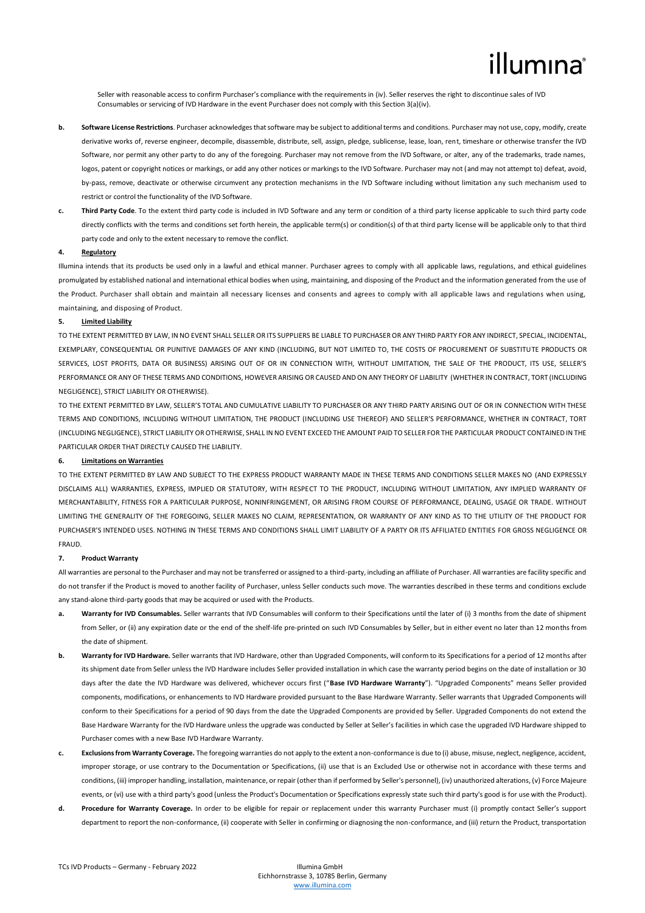Seller with reasonable access to confirm Purchaser's compliance with the requirements in (iv). Seller reserves the right to discontinue sales of IVD Consumables or servicing of IVD Hardware in the event Purchaser does not comply with this Section 3(a)(iv).

**b. Software License Restrictions**. Purchaser acknowledges that software may be subject to additional terms and conditions. Purchaser may not use, copy, modify, create derivative works of, reverse engineer, decompile, disassemble, distribute, sell, assign, pledge, sublicense, lease, loan, rent, timeshare or otherwise transfer the IVD Software, nor permit any other party to do any of the foregoing. Purchaser may not remove from the IVD Software, or alter, any of the trademarks, trade names, logos, patent or copyright notices or markings, or add any other notices or markings to the IVD Software. Purchaser may not (and may not attempt to) defeat, avoid, by-pass, remove, deactivate or otherwise circumvent any protection mechanisms in the IVD Software including without limitation any such mechanism used to restrict or control the functionality of the IVD Software.

**c. Third Party Code**. To the extent third party code is included in IVD Software and any term or condition of a third party license applicable to such third party code directly conflicts with the terms and conditions set forth herein, the applicable term(s) or condition(s) of that third party license will be applicable only to that third party code and only to the extent necessary to remove the conflict.

**4. Regulatory**

Illumina intends that its products be used only in a lawful and ethical manner. Purchaser agrees to comply with all applicable laws, regulations, and ethical guidelines promulgated by established national and international ethical bodies when using, maintaining, and disposing of the Product and the information generated from the use of the Product. Purchaser shall obtain and maintain all necessary licenses and consents and agrees to comply with all applicable laws and regulations when using, maintaining, and disposing of Product.

**5. Limited Liability**

TO THE EXTENT PERMITTED BY LAW, IN NO EVENT SHALL SELLER OR ITS SUPPLIERS BE LIABLE TO PURCHASER OR ANY THIRD PARTY FOR ANY INDIRECT, SPECIAL, INCIDENTAL, EXEMPLARY, CONSEQUENTIAL OR PUNITIVE DAMAGES OF ANY KIND (INCLUDING, BUT NOT LIMITED TO, THE COSTS OF PROCUREMENT OF SUBSTITUTE PRODUCTS OR SERVICES, LOST PROFITS, DATA OR BUSINESS) ARISING OUT OF OR IN CONNECTION WITH, WITHOUT LIMITATION, THE SALE OF THE PRODUCT, ITS USE, SELLER'S PERFORMANCE OR ANY OF THESE TERMS AND CONDITIONS, HOWEVER ARISING OR CAUSED AND ON ANY THEORY OF LIABILITY (WHETHER IN CONTRACT, TORT (INCLUDING NEGLIGENCE), STRICT LIABILITY OR OTHERWISE).

TO THE EXTENT PERMITTED BY LAW, SELLER'S TOTAL AND CUMULATIVE LIABILITY TO PURCHASER OR ANY THIRD PARTY ARISING OUT OF OR IN CONNECTION WITH THESE TERMS AND CONDITIONS, INCLUDING WITHOUT LIMITATION, THE PRODUCT (INCLUDING USE THEREOF) AND SELLER'S PERFORMANCE, WHETHER IN CONTRACT, TORT (INCLUDING NEGLIGENCE), STRICT LIABILITY OR OTHERWISE, SHALL IN NO EVENT EXCEED THE AMOUNT PAID TO SELLER FOR THE PARTICULAR PRODUCT CONTAINED IN THE PARTICULAR ORDER THAT DIRECTLY CAUSED THE LIABILITY.

**6. Limitations on Warranties**

TO THE EXTENT PERMITTED BY LAW AND SUBJECT TO THE EXPRESS PRODUCT WARRANTY MADE IN THESE TERMS AND CONDITIONS SELLER MAKES NO (AND EXPRESSLY DISCLAIMS ALL) WARRANTIES, EXPRESS, IMPLIED OR STATUTORY, WITH RESPECT TO THE PRODUCT, INCLUDING WITHOUT LIMITATION, ANY IMPLIED WARRANTY OF MERCHANTABILITY, FITNESS FOR A PARTICULAR PURPOSE, NONINFRINGEMENT, OR ARISING FROM COURSE OF PERFORMANCE, DEALING, USAGE OR TRADE. WITHOUT LIMITING THE GENERALITY OF THE FOREGOING, SELLER MAKES NO CLAIM, REPRESENTATION, OR WARRANTY OF ANY KIND AS TO THE UTILITY OF THE PRODUCT FOR PURCHASER'S INTENDED USES. NOTHING IN THESE TERMS AND CONDITIONS SHALL LIMIT LIABILITY OF A PARTY OR ITS AFFILIATED ENTITIES FOR GROSS NEGLIGENCE OR FRAUD.

**7. Product Warranty**

All warranties are personal to the Purchaser and may not be transferred or assigned to a third-party, including an affiliate of Purchaser. All warranties are facility specific and do not transfer if the Product is moved to another facility of Purchaser, unless Seller conducts such move. The warranties described in these terms and conditions exclude any stand-alone third-party goods that may be acquired or used with the Products.

**a. Warranty for IVD Consumables.** Seller warrants that IVD Consumables will conform to their Specifications until the later of (i) 3 months from the date of shipment from Seller, or (ii) any expiration date or the end of the shelf-life pre-printed on such IVD Consumables by Seller, but in either event no later than 12 months from the date of shipment.

**b. Warranty for IVD Hardware.** Seller warrants that IVD Hardware, other than Upgraded Components, will conform to its Specifications for a period of 12 months after its shipment date from Seller unless the IVD Hardware includes Seller provided installation in which case the warranty period begins on the date of installation or 30 days after the date the IVD Hardware was delivered, whichever occurs first ("**Base IVD Hardware Warranty**"). "Upgraded Components" means Seller provided components, modifications, or enhancements to IVD Hardware provided pursuant to the Base Hardware Warranty. Seller warrants that Upgraded Components will conform to their Specifications for a period of 90 days from the date the Upgraded Components are provided by Seller. Upgraded Components do not extend the Base Hardware Warranty for the IVD Hardware unless the upgrade was conducted by Seller at Seller's facilities in which case the upgraded IVD Hardware shipped to Purchaser comes with a new Base IVD Hardware Warranty.

**c. Exclusions from Warranty Coverage.** The foregoing warranties do not apply to the extent a non-conformance is due to (i) abuse, misuse, neglect, negligence, accident, improper storage, or use contrary to the Documentation or Specifications, (ii) use that is an Excluded Use or otherwise not in accordance with these terms and conditions, (iii) improper handling, installation, maintenance, or repair (other than if performed by Seller's personnel), (iv) unauthorized alterations, (v) Force Majeure events, or (vi) use with a third party's good (unless the Product's Documentation or Specifications expressly state such third party's good is for use with the Product).

**d. Procedure for Warranty Coverage.** In order to be eligible for repair or replacement under this warranty Purchaser must (i) promptly contact Seller's support department to report the non-conformance, (ii) cooperate with Seller in confirming or diagnosing the non-conformance, and (iii) return the Product, transportation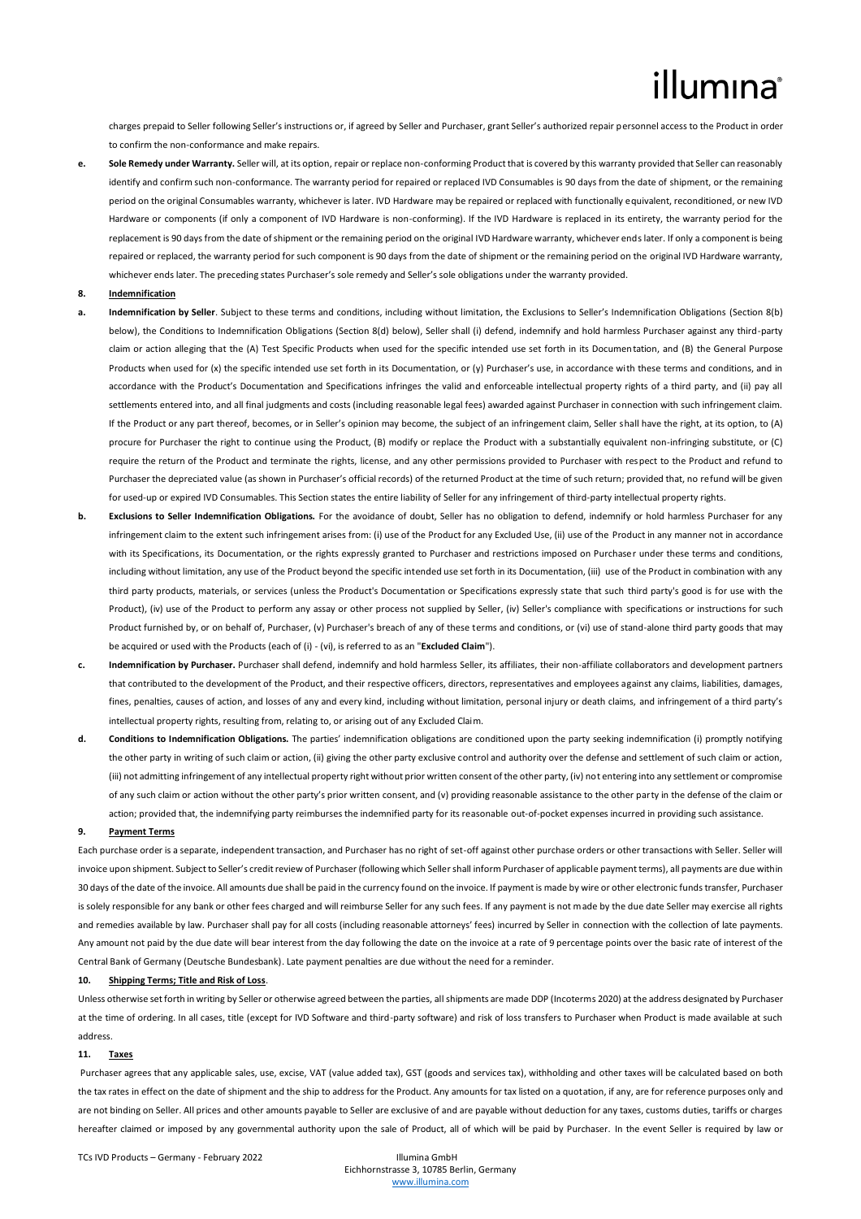charges prepaid to Seller following Seller's instructions or, if agreed by Seller and Purchaser, grant Seller's authorized repair personnel access to the Product in order to confirm the non-conformance and make repairs.

**e. Sole Remedy under Warranty.** Seller will, at its option, repair or replace non-conforming Product that is covered by this warranty provided that Seller can reasonably identify and confirm such non-conformance. The warranty period for repaired or replaced IVD Consumables is 90 days from the date of shipment, or the remaining period on the original Consumables warranty, whichever is later. IVD Hardware may be repaired or replaced with functionally equivalent, reconditioned, or new IVD Hardware or components (if only a component of IVD Hardware is non-conforming). If the IVD Hardware is replaced in its entirety, the warranty period for the replacement is 90 days from the date of shipment or the remaining period on the original IVD Hardware warranty, whichever ends later. If only a component is being repaired or replaced, the warranty period for such component is 90 days from the date of shipment or the remaining period on the original IVD Hardware warranty, whichever ends later. The preceding states Purchaser's sole remedy and Seller's sole obligations under the warranty provided.

**8. Indemnification**

**a. Indemnification by Seller**. Subject to these terms and conditions, including without limitation, the Exclusions to Seller's Indemnification Obligations (Section 8(b) below), the Conditions to Indemnification Obligations (Section 8(d) below), Seller shall (i) defend, indemnify and hold harmless Purchaser against any third-party claim or action alleging that the (A) Test Specific Products when used for the specific intended use set forth in its Documentation, and (B) the General Purpose Products when used for (x) the specific intended use set forth in its Documentation, or (y) Purchaser's use, in accordance with these terms and conditions, and in accordance with the Product's Documentation and Specifications infringes the valid and enforceable intellectual property rights of a third party, and (ii) pay all settlements entered into, and all final judgments and costs (including reasonable legal fees) awarded against Purchaser in connection with such infringement claim. If the Product or any part thereof, becomes, or in Seller's opinion may become, the subject of an infringement claim, Seller shall have the right, at its option, to (A) procure for Purchaser the right to continue using the Product, (B) modify or replace the Product with a substantially equivalent non-infringing substitute, or (C) require the return of the Product and terminate the rights, license, and any other permissions provided to Purchaser with respect to the Product and refund to Purchaser the depreciated value (as shown in Purchaser's official records) of the returned Product at the time of such return; provided that, no refund will be given for used-up or expired IVD Consumables. This Section states the entire liability of Seller for any infringement of third-party intellectual property rights.

**b. Exclusions to Seller Indemnification Obligations.** For the avoidance of doubt, Seller has no obligation to defend, indemnify or hold harmless Purchaser for any infringement claim to the extent such infringement arises from: (i) use of the Product for any Excluded Use, (ii) use of the Product in any manner not in accordance with its Specifications, its Documentation, or the rights expressly granted to Purchaser and restrictions imposed on Purchaser under these terms and conditions, including without limitation, any use of the Product beyond the specific intended use set forth in its Documentation, (iii) use of the Product in combination with any third party products, materials, or services (unless the Product's Documentation or Specifications expressly state that such third party's good is for use with the Product), (iv) use of the Product to perform any assay or other process not supplied by Seller, (iv) Seller's compliance with specifications or instructions for such Product furnished by, or on behalf of, Purchaser, (v) Purchaser's breach of any of these terms and conditions, or (vi) use of stand-alone third party goods that may be acquired or used with the Products (each of (i) - (vi), is referred to as an "**Excluded Claim**").

**c. Indemnification by Purchaser.** Purchaser shall defend, indemnify and hold harmless Seller, its affiliates, their non-affiliate collaborators and development partners that contributed to the development of the Product, and their respective officers, directors, representatives and employees against any claims, liabilities, damages, fines, penalties, causes of action, and losses of any and every kind, including without limitation, personal injury or death claims, and infringement of a third party's intellectual property rights, resulting from, relating to, or arising out of any Excluded Claim.

**d. Conditions to Indemnification Obligations.** The parties' indemnification obligations are conditioned upon the party seeking indemnification (i) promptly notifying the other party in writing of such claim or action, (ii) giving the other party exclusive control and authority over the defense and settlement of such claim or action, (iii) not admitting infringement of any intellectual property right without prior written consent of the other party, (iv) not entering into any settlement or compromise of any such claim or action without the other party's prior written consent, and (v) providing reasonable assistance to the other party in the defense of the claim or action; provided that, the indemnifying party reimburses the indemnified party for its reasonable out-of-pocket expenses incurred in providing such assistance.

**9. Payment Terms**

Each purchase order is a separate, independent transaction, and Purchaser has no right of set-off against other purchase orders or other transactions with Seller. Seller will invoice upon shipment. Subject to Seller's credit review of Purchaser (following which Seller shall inform Purchaser of applicable payment terms), all payments are due within 30 days of the date of the invoice. All amounts due shall be paid in the currency found on the invoice. If payment is made by wire or other electronic funds transfer, Purchaser is solely responsible for any bank or other fees charged and will reimburse Seller for any such fees. If any payment is not made by the due date Seller may exercise all rights and remedies available by law. Purchaser shall pay for all costs (including reasonable attorneys' fees) incurred by Seller in connection with the collection of late payments. Any amount not paid by the due date will bear interest from the day following the date on the invoice at a rate of 9 percentage points over the basic rate of interest of the Central Bank of Germany (Deutsche Bundesbank). Late payment penalties are due without the need for a reminder.

**10. Shipping Terms; Title and Risk of Loss**.

Unless otherwise set forth in writing by Seller or otherwise agreed between the parties, all shipments are made DDP (Incoterms 2020) at the address designated by Purchaser at the time of ordering. In all cases, title (except for IVD Software and third-party software) and risk of loss transfers to Purchaser when Product is made available at such address.

**11. Taxes**

Purchaser agrees that any applicable sales, use, excise, VAT (value added tax), GST (goods and services tax), withholding and other taxes will be calculated based on both the tax rates in effect on the date of shipment and the ship to address for the Product. Any amounts for tax listed on a quotation, if any, are for reference purposes only and are not binding on Seller. All prices and other amounts payable to Seller are exclusive of and are payable without deduction for any taxes, customs duties, tariffs or charges hereafter claimed or imposed by any governmental authority upon the sale of Product, all of which will be paid by Purchaser. In the event Seller is required by law or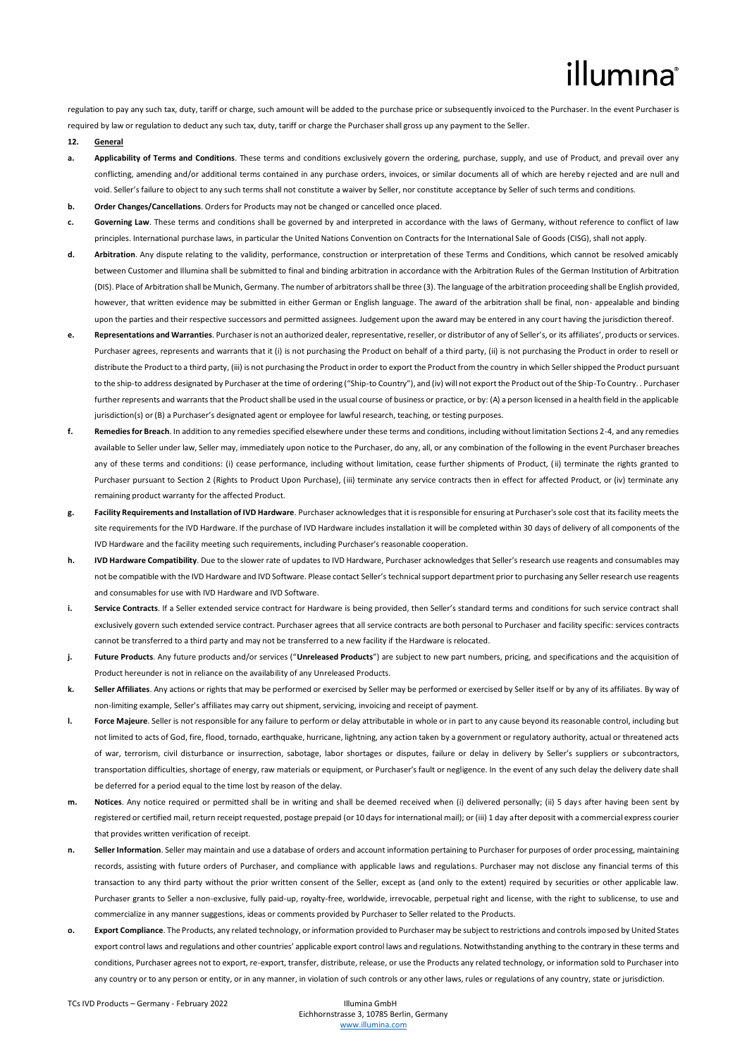regulation to pay any such tax, duty, tariff or charge, such amount will be added to the purchase price or subsequently invoiced to the Purchaser. In the event Purchaser is required by law or regulation to deduct any such tax, duty, tariff or charge the Purchaser shall gross up any payment to the Seller.

**12. General**

**a. Applicability of Terms and Conditions**. These terms and conditions exclusively govern the ordering, purchase, supply, and use of Product, and prevail over any conflicting, amending and/or additional terms contained in any purchase orders, invoices, or similar documents all of which are hereby rejected and are null and void. Seller's failure to object to any such terms shall not constitute a waiver by Seller, nor constitute acceptance by Seller of such terms and conditions.

**b. Order Changes/Cancellations**. Orders for Products may not be changed or cancelled once placed.

**c. Governing Law**. These terms and conditions shall be governed by and interpreted in accordance with the laws of Germany, without reference to conflict of law principles. International purchase laws, in particular the United Nations Convention on Contracts for the International Sale of Goods (CISG), shall not apply.

**d. Arbitration**. Any dispute relating to the validity, performance, construction or interpretation of these Terms and Conditions, which cannot be resolved amicably between Customer and Illumina shall be submitted to final and binding arbitration in accordance with the Arbitration Rules of the German Institution of Arbitration (DIS). Place of Arbitration shall be Munich, Germany. The number of arbitrators shall be three (3). The language of the arbitration proceeding shall be English provided, however, that written evidence may be submitted in either German or English language. The award of the arbitration shall be final, non- appealable and binding upon the parties and their respective successors and permitted assignees. Judgement upon the award may be entered in any court having the jurisdiction thereof.

**e. Representations and Warranties**. Purchaser is not an authorized dealer, representative, reseller, or distributor of any of Seller's, or its affiliates', products or services. Purchaser agrees, represents and warrants that it (i) is not purchasing the Product on behalf of a third party, (ii) is not purchasing the Product in order to resell or distribute the Product to a third party, (iii) is not purchasing the Product in order to export the Product from the country in which Seller shipped the Product pursuant to the ship-to address designated by Purchaser at the time of ordering ("Ship-to Country"), and (iv) will not export the Product out of the Ship-To Country. . Purchaser further represents and warrants that the Product shall be used in the usual course of business or practice, or by: (A) a person licensed in a health field in the applicable jurisdiction(s) or (B) a Purchaser's designated agent or employee for lawful research, teaching, or testing purposes.

**f. Remedies for Breach**. In addition to any remedies specified elsewhere under these terms and conditions, including without limitation Sections 2-4, and any remedies available to Seller under law, Seller may, immediately upon notice to the Purchaser, do any, all, or any combination of the following in the event Purchaser breaches any of these terms and conditions: (i) cease performance, including without limitation, cease further shipments of Product, (ii) terminate the rights granted to Purchaser pursuant to Section 2 (Rights to Product Upon Purchase), (iii) terminate any service contracts then in effect for affected Product, or (iv) terminate any remaining product warranty for the affected Product.

**g. Facility Requirements and Installation of IVD Hardware**. Purchaser acknowledges that it is responsible for ensuring at Purchaser's sole cost that its facility meets the site requirements for the IVD Hardware. If the purchase of IVD Hardware includes installation it will be completed within 30 days of delivery of all components of the IVD Hardware and the facility meeting such requirements, including Purchaser's reasonable cooperation.

**h. IVD Hardware Compatibility**. Due to the slower rate of updates to IVD Hardware, Purchaser acknowledges that Seller's research use reagents and consumables may not be compatible with the IVD Hardware and IVD Software. Please contact Seller's technical support department prior to purchasing any Seller research use reagents and consumables for use with IVD Hardware and IVD Software.

**i. Service Contracts**. If a Seller extended service contract for Hardware is being provided, then Seller's standard terms and conditions for such service contract shall exclusively govern such extended service contract. Purchaser agrees that all service contracts are both personal to Purchaser and facility specific: services contracts cannot be transferred to a third party and may not be transferred to a new facility if the Hardware is relocated.

**j. Future Products**. Any future products and/or services ("**Unreleased Products**") are subject to new part numbers, pricing, and specifications and the acquisition of Product hereunder is not in reliance on the availability of any Unreleased Products.

**k. Seller Affiliates**. Any actions or rights that may be performed or exercised by Seller may be performed or exercised by Seller itself or by any of its affiliates. By way of non-limiting example, Seller's affiliates may carry out shipment, servicing, invoicing and receipt of payment.

**l. Force Majeure**. Seller is not responsible for any failure to perform or delay attributable in whole or in part to any cause beyond its reasonable control, including but not limited to acts of God, fire, flood, tornado, earthquake, hurricane, lightning, any action taken by a government or regulatory authority, actual or threatened acts of war, terrorism, civil disturbance or insurrection, sabotage, labor shortages or disputes, failure or delay in delivery by Seller's suppliers or subcontractors, transportation difficulties, shortage of energy, raw materials or equipment, or Purchaser's fault or negligence. In the event of any such delay the delivery date shall be deferred for a period equal to the time lost by reason of the delay.

**m. Notices**. Any notice required or permitted shall be in writing and shall be deemed received when (i) delivered personally; (ii) 5 days after having been sent by registered or certified mail, return receipt requested, postage prepaid (or 10 days for international mail); or (iii) 1 day after deposit with a commercial express courier that provides written verification of receipt.

**n. Seller Information**. Seller may maintain and use a database of orders and account information pertaining to Purchaser for purposes of order processing, maintaining records, assisting with future orders of Purchaser, and compliance with applicable laws and regulations. Purchaser may not disclose any financial terms of this transaction to any third party without the prior written consent of the Seller, except as (and only to the extent) required by securities or other applicable law. Purchaser grants to Seller a non-exclusive, fully paid-up, royalty-free, worldwide, irrevocable, perpetual right and license, with the right to sublicense, to use and commercialize in any manner suggestions, ideas or comments provided by Purchaser to Seller related to the Products.

**o. Export Compliance**. The Products, any related technology, or information provided to Purchaser may be subject to restrictions and controls imposed by United States export control laws and regulations and other countries' applicable export control laws and regulations. Notwithstanding anything to the contrary in these terms and conditions, Purchaser agrees not to export, re-export, transfer, distribute, release, or use the Products any related technology, or information sold to Purchaser into any country or to any person or entity, or in any manner, in violation of such controls or any other laws, rules or regulations of any country, state or jurisdiction.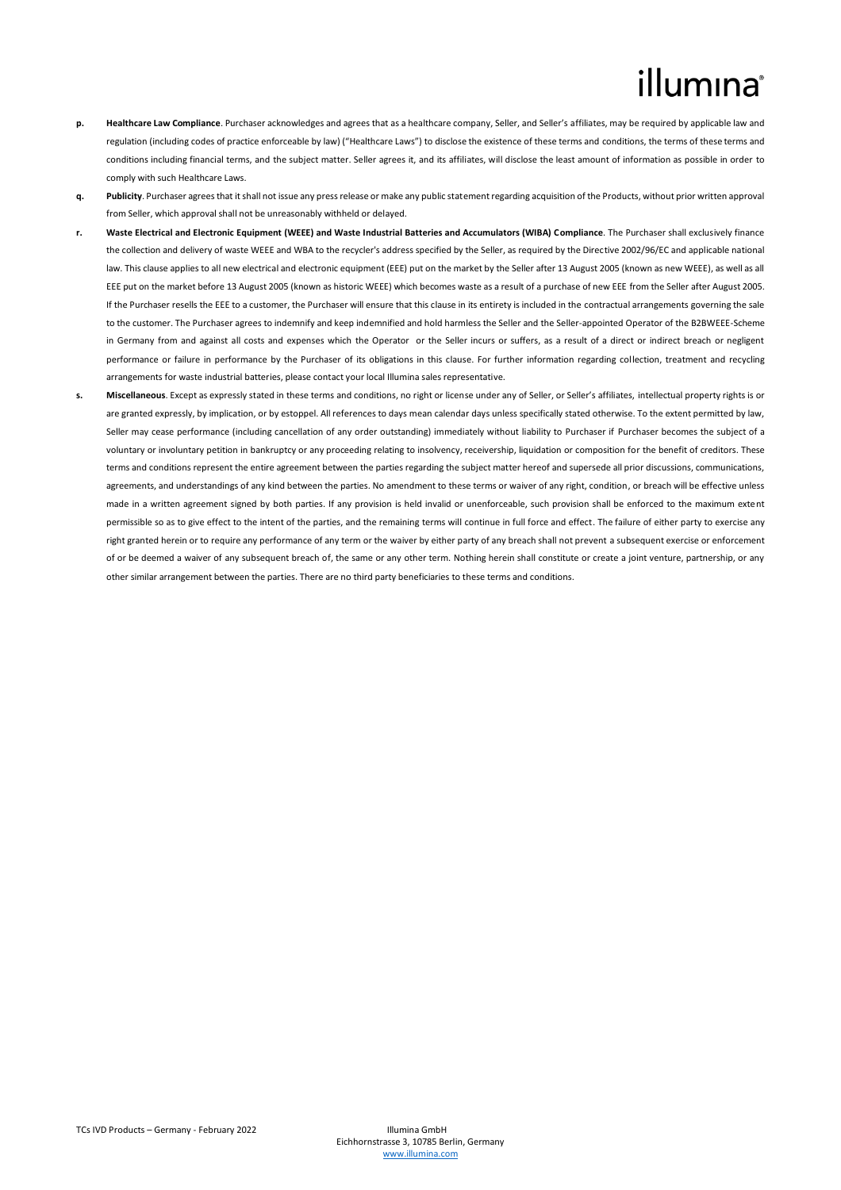**p. Healthcare Law Compliance**. Purchaser acknowledges and agrees that as a healthcare company, Seller, and Seller's affiliates, may be required by applicable law and regulation (including codes of practice enforceable by law) ("Healthcare Laws") to disclose the existence of these terms and conditions, the terms of these terms and conditions including financial terms, and the subject matter. Seller agrees it, and its affiliates, will disclose the least amount of information as possible in order to comply with such Healthcare Laws.

**q. Publicity**. Purchaser agrees that it shall not issue any press release or make any public statement regarding acquisition of the Products, without prior written approval from Seller, which approval shall not be unreasonably withheld or delayed.

**r. Waste Electrical and Electronic Equipment (WEEE) and Waste Industrial Batteries and Accumulators (WIBA) Compliance**. The Purchaser shall exclusively finance the collection and delivery of waste WEEE and WBA to the recycler's address specified by the Seller, as required by the Directive 2002/96/EC and applicable national law. This clause applies to all new electrical and electronic equipment (EEE) put on the market by the Seller after 13 August 2005 (known as new WEEE), as well as all EEE put on the market before 13 August 2005 (known as historic WEEE) which becomes waste as a result of a purchase of new EEE from the Seller after August 2005. If the Purchaser resells the EEE to a customer, the Purchaser will ensure that this clause in its entirety is included in the contractual arrangements governing the sale to the customer. The Purchaser agrees to indemnify and keep indemnified and hold harmless the Seller and the Seller-appointed Operator of the B2BWEEE-Scheme in Germany from and against all costs and expenses which the Operator or the Seller incurs or suffers, as a result of a direct or indirect breach or negligent performance or failure in performance by the Purchaser of its obligations in this clause. For further information regarding collection, treatment and recycling arrangements for waste industrial batteries, please contact your local Illumina sales representative.

**s. Miscellaneous**. Except as expressly stated in these terms and conditions, no right or license under any of Seller, or Seller's affiliates, intellectual property rights is or are granted expressly, by implication, or by estoppel. All references to days mean calendar days unless specifically stated otherwise. To the extent permitted by law, Seller may cease performance (including cancellation of any order outstanding) immediately without liability to Purchaser if Purchaser becomes the subject of a voluntary or involuntary petition in bankruptcy or any proceeding relating to insolvency, receivership, liquidation or composition for the benefit of creditors. These terms and conditions represent the entire agreement between the parties regarding the subject matter hereof and supersede all prior discussions, communications, agreements, and understandings of any kind between the parties. No amendment to these terms or waiver of any right, condition, or breach will be effective unless made in a written agreement signed by both parties. If any provision is held invalid or unenforceable, such provision shall be enforced to the maximum extent permissible so as to give effect to the intent of the parties, and the remaining terms will continue in full force and effect. The failure of either party to exercise any right granted herein or to require any performance of any term or the waiver by either party of any breach shall not prevent a subsequent exercise or enforcement of or be deemed a waiver of any subsequent breach of, the same or any other term. Nothing herein shall constitute or create a joint venture, partnership, or any other similar arrangement between the parties. There are no third party beneficiaries to these terms and conditions.